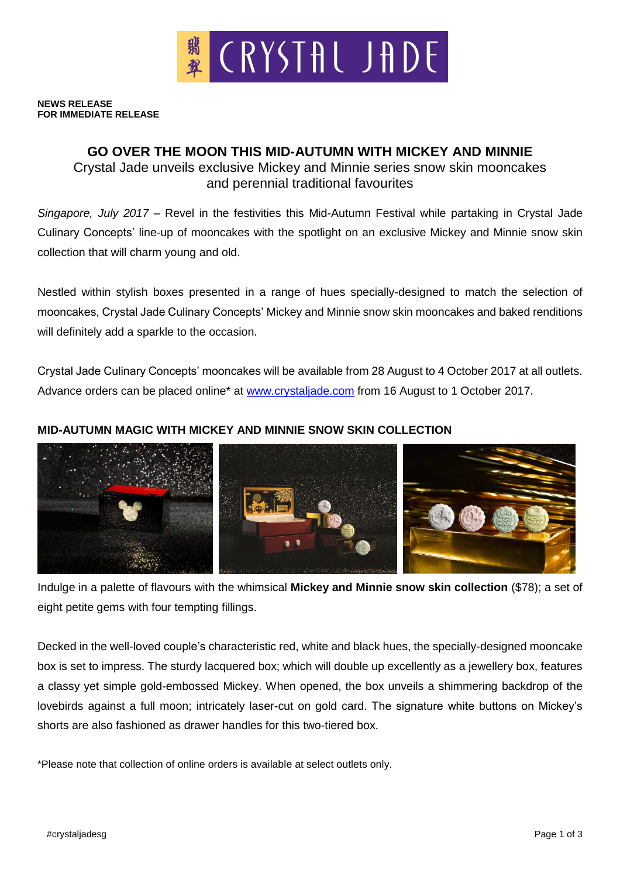CRYSTAL JADE

**NEWS RELEASE**
**FOR IMMEDIATE RELEASE**

## GO OVER THE MOON THIS MID-AUTUMN WITH MICKEY AND MINNIE

Crystal Jade unveils exclusive Mickey and Minnie series snow skin mooncakes and perennial traditional favourites

*Singapore, July 2017* – Revel in the festivities this Mid-Autumn Festival while partaking in Crystal Jade Culinary Concepts' line-up of mooncakes with the spotlight on an exclusive Mickey and Minnie snow skin collection that will charm young and old.

Nestled within stylish boxes presented in a range of hues specially-designed to match the selection of mooncakes, Crystal Jade Culinary Concepts' Mickey and Minnie snow skin mooncakes and baked renditions will definitely add a sparkle to the occasion.

Crystal Jade Culinary Concepts' mooncakes will be available from 28 August to 4 October 2017 at all outlets. Advance orders can be placed online* at www.crystaljade.com from 16 August to 1 October 2017.

### MID-AUTUMN MAGIC WITH MICKEY AND MINNIE SNOW SKIN COLLECTION

Indulge in a palette of flavours with the whimsical **Mickey and Minnie snow skin collection** ($78); a set of eight petite gems with four tempting fillings.

Decked in the well-loved couple's characteristic red, white and black hues, the specially-designed mooncake box is set to impress. The sturdy lacquered box; which will double up excellently as a jewellery box, features a classy yet simple gold-embossed Mickey. When opened, the box unveils a shimmering backdrop of the lovebirds against a full moon; intricately laser-cut on gold card. The signature white buttons on Mickey's shorts are also fashioned as drawer handles for this two-tiered box.

*Please note that collection of online orders is available at select outlets only.

#crystaljadesg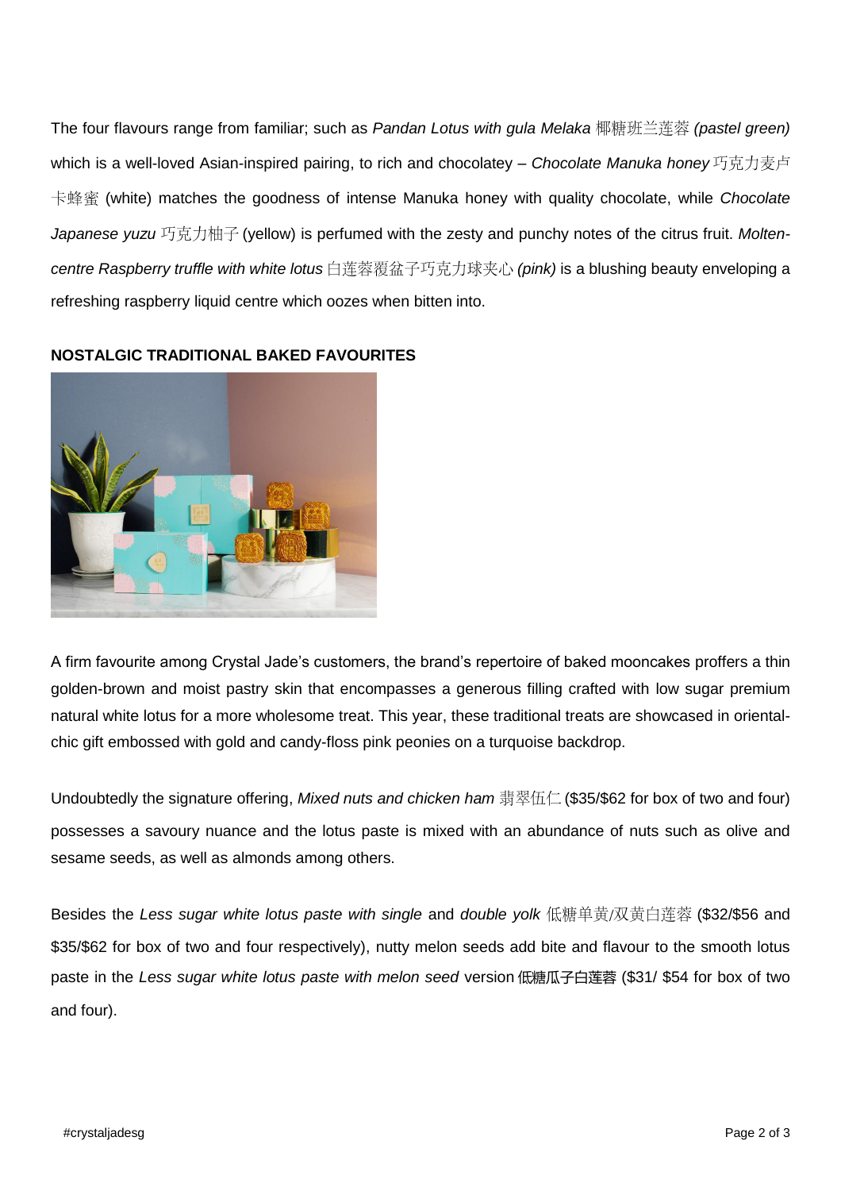The four flavours range from familiar; such as *Pandan Lotus with gula Melaka* 椰糖班兰莲蓉 *(pastel green)* which is a well-loved Asian-inspired pairing, to rich and chocolatey – *Chocolate Manuka honey* 巧克力麦卢卡蜂蜜 (white) matches the goodness of intense Manuka honey with quality chocolate, while *Chocolate Japanese yuzu* 巧克力柚子 (yellow) is perfumed with the zesty and punchy notes of the citrus fruit. *Molten-centre Raspberry truffle with white lotus* 白莲蓉覆盆子巧克力球夹心 *(pink)* is a blushing beauty enveloping a refreshing raspberry liquid centre which oozes when bitten into.

**NOSTALGIC TRADITIONAL BAKED FAVOURITES**

A firm favourite among Crystal Jade's customers, the brand's repertoire of baked mooncakes proffers a thin golden-brown and moist pastry skin that encompasses a generous filling crafted with low sugar premium natural white lotus for a more wholesome treat. This year, these traditional treats are showcased in oriental-chic gift embossed with gold and candy-floss pink peonies on a turquoise backdrop.

Undoubtedly the signature offering, *Mixed nuts and chicken ham* 翡翠伍仁 ($35/$62 for box of two and four) possesses a savoury nuance and the lotus paste is mixed with an abundance of nuts such as olive and sesame seeds, as well as almonds among others.

Besides the *Less sugar white lotus paste with single* and *double yolk* 低糖单黄/双黄白莲蓉 ($32/$56 and $35/$62 for box of two and four respectively), nutty melon seeds add bite and flavour to the smooth lotus paste in the *Less sugar white lotus paste with melon seed* version 低糖瓜子白莲蓉 ($31/ $54 for box of two and four).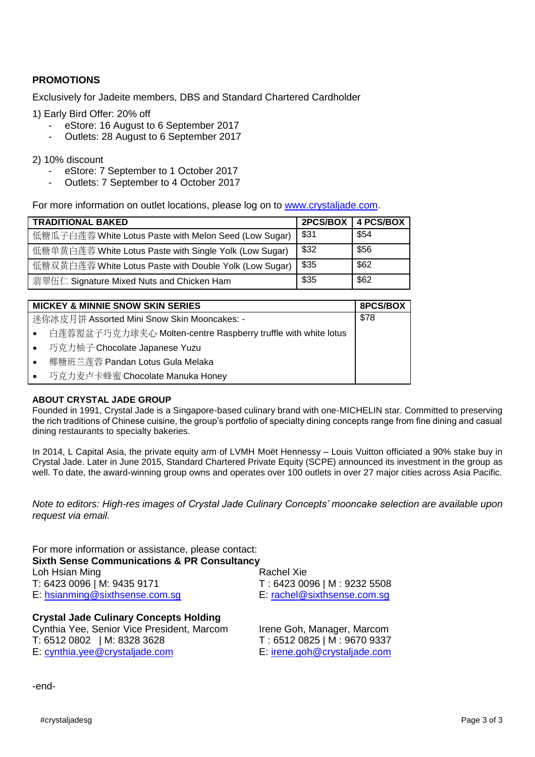**PROMOTIONS**

Exclusively for Jadeite members, DBS and Standard Chartered Cardholder

1) Early Bird Offer: 20% off
   - eStore: 16 August to 6 September 2017
   - Outlets: 28 August to 6 September 2017

2) 10% discount
   - eStore: 7 September to 1 October 2017
   - Outlets: 7 September to 4 October 2017

For more information on outlet locations, please log on to [www.crystaljade.com](http://www.crystaljade.com).

| TRADITIONAL BAKED | 2PCS/BOX | 4 PCS/BOX |
|---|---|---|
| 低糖瓜子白莲蓉 White Lotus Paste with Melon Seed (Low Sugar) | $31 | $54 |
| 低糖单黄白莲蓉 White Lotus Paste with Single Yolk (Low Sugar) | $32 | $56 |
| 低糖双黄白莲蓉 White Lotus Paste with Double Yolk (Low Sugar) | $35 | $62 |
| 翡翠伍仁 Signature Mixed Nuts and Chicken Ham | $35 | $62 |

| MICKEY & MINNIE SNOW SKIN SERIES | 8PCS/BOX |
|---|---|
| 迷你冰皮月饼 Assorted Mini Snow Skin Mooncakes: -<br>• 白莲蓉覆盆子巧克力球夹心 Molten-centre Raspberry truffle with white lotus<br>• 巧克力柚子 Chocolate Japanese Yuzu<br>• 椰糖班兰莲蓉 Pandan Lotus Gula Melaka<br>• 巧克力麦卢卡蜂蜜 Chocolate Manuka Honey | $78 |

**ABOUT CRYSTAL JADE GROUP**

Founded in 1991, Crystal Jade is a Singapore-based culinary brand with one-MICHELIN star. Committed to preserving the rich traditions of Chinese cuisine, the group's portfolio of specialty dining concepts range from fine dining and casual dining restaurants to specialty bakeries.

In 2014, L Capital Asia, the private equity arm of LVMH Moët Hennessy – Louis Vuitton officiated a 90% stake buy in Crystal Jade. Later in June 2015, Standard Chartered Private Equity (SCPE) announced its investment in the group as well. To date, the award-winning group owns and operates over 100 outlets in over 27 major cities across Asia Pacific.

*Note to editors: High-res images of Crystal Jade Culinary Concepts' mooncake selection are available upon request via email.*

For more information or assistance, please contact:

**Sixth Sense Communications & PR Consultancy**

Loh Hsian Ming
T: 6423 0096 | M: 9435 9171
E: [hsianming@sixthsense.com.sg](mailto:hsianming@sixthsense.com.sg)

Rachel Xie
T : 6423 0096 | M : 9232 5508
E: [rachel@sixthsense.com.sg](mailto:rachel@sixthsense.com.sg)

**Crystal Jade Culinary Concepts Holding**

Cynthia Yee, Senior Vice President, Marcom
T: 6512 0802 | M: 8328 3628
E: [cynthia.yee@crystaljade.com](mailto:cynthia.yee@crystaljade.com)

Irene Goh, Manager, Marcom
T : 6512 0825 | M : 9670 9337
E: [irene.goh@crystaljade.com](mailto:irene.goh@crystaljade.com)

-end-

#crystaljadesg